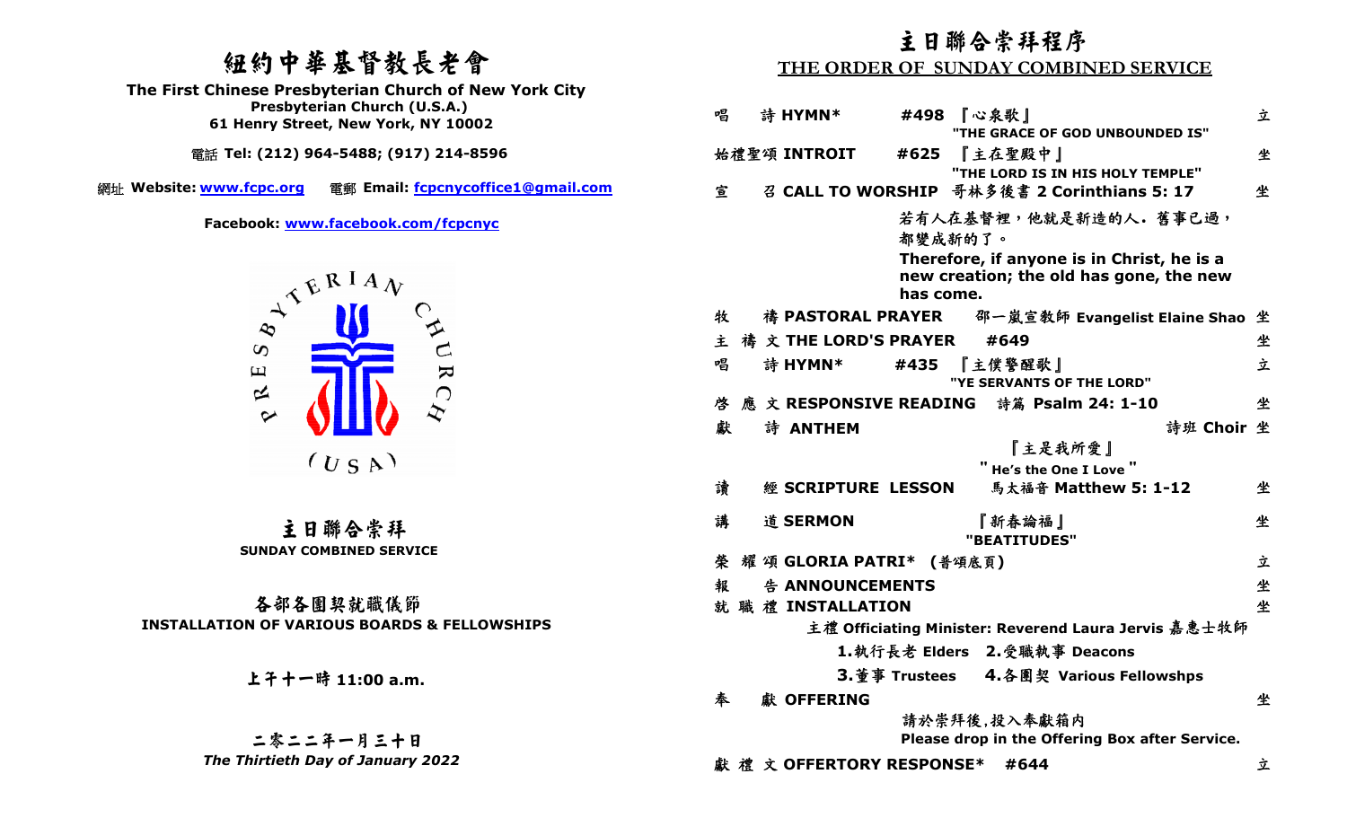# 紐約中華基督教長老會

**The First Chinese Presbyterian Church of New York City**
**Presbyterian Church (U.S.A.)**
**61 Henry Street, New York, NY 10002**

電話 **Tel: (212) 964-5488; (917) 214-8596**

網址 **Website: www.fcpc.org** 電郵 **Email: fcpcnycoffice1@gmail.com**

**Facebook: www.facebook.com/fcpcnyc**

## 主日聯合崇拜
**SUNDAY COMBINED SERVICE**

## 各部各團契就職儀節
**INSTALLATION OF VARIOUS BOARDS & FELLOWSHIPS**

**上午十一時 11:00 a.m.**

**二零二二年一月三十日**
***The Thirtieth Day of January 2022***

# 主日聯合崇拜程序
## THE ORDER OF SUNDAY COMBINED SERVICE

| | | | |
|---|---|---|---|
| 唱 詩 **HYMN*** | **#498** 『心泉歌』 **"THE GRACE OF GOD UNBOUNDED IS"** | | 立 |
| 始禮聖頌 **INTROIT** | **#625** 『主在聖殿中』 **"THE LORD IS IN HIS HOLY TEMPLE"** | | 坐 |
| 宣 召 **CALL TO WORSHIP** | 哥林多後書 **2 Corinthians 5: 17** | | 坐 |
| | 若有人在基督裡，他就是新造的人．舊事已過，都變成新的了。 **Therefore, if anyone is in Christ, he is a new creation; the old has gone, the new has come.** | | |
| 牧 禱 **PASTORAL PRAYER** | 邵一嵐宣教師 **Evangelist Elaine Shao** | | 坐 |
| 主 禱 文 **THE LORD'S PRAYER** | **#649** | | 坐 |
| 唱 詩 **HYMN*** | **#435** 『主僕警醒歌』 **"YE SERVANTS OF THE LORD"** | | 立 |
| 啓 應 文 **RESPONSIVE READING** | 詩篇 **Psalm 24: 1-10** | | 坐 |
| 獻 詩 **ANTHEM** | 『主是我所愛』 **" He's the One I Love "** | 詩班 **Choir** | 坐 |
| 讀 經 **SCRIPTURE LESSON** | 馬太福音 **Matthew 5: 1-12** | | 坐 |
| 講 道 **SERMON** | 『新春論福』 **"BEATITUDES"** | | 坐 |
| 榮 耀 頌 **GLORIA PATRI*** | (普頌底頁) | | 立 |
| 報 告 **ANNOUNCEMENTS** | | | 坐 |
| 就 職 禮 **INSTALLATION** | 主禮 **Officiating Minister: Reverend Laura Jervis** 嘉惠士牧師 **1.**執行長老 **Elders** **2.**受職執事 **Deacons** **3.**董事 **Trustees** **4.**各團契 **Various Fellowshps** | | 坐 |
| 奉 獻 **OFFERING** | 請於崇拜後,投入奉獻箱內 **Please drop in the Offering Box after Service.** | | 坐 |
| 獻 禮 文 **OFFERTORY RESPONSE*** | **#644** | | 立 |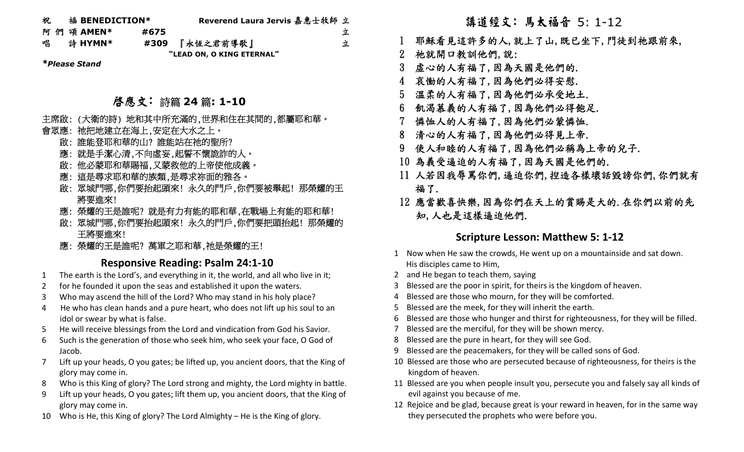祝 福 **BENEDICTION*** Reverend Laura Jervis 嘉惠士牧師 立

阿 們 頌 **AMEN*** **#675** 立

唱 詩 **HYMN*** **#309** 『永恆之君前導歌』 立

**"LEAD ON, O KING ETERNAL"**

***Please Stand***

## 啓應文：詩篇 24 篇: 1-10

主席啟：(大衛的詩）地和其中所充滿的,世界和住在其間的,都屬耶和華。

會眾應：祂把地建立在海上,安定在大水之上。

啟：誰能登耶和華的山？誰能站在祂的聖所？

應：就是手潔心清,不向虛妄,起誓不懷詭詐的人。

啟：他必蒙耶和華賜福,又蒙救他的上帝使他成義。

應：這是尋求耶和華的族類,是尋求祢面的雅各。

啟：眾城門哪,你們要抬起頭來！永久的門戶,你們要被舉起！那榮耀的王將要進來！

應：榮耀的王是誰呢？就是有力有能的耶和華,在戰場上有能的耶和華！

啟：眾城門哪,你們要抬起頭來！永久的門戶,你們要把頭抬起！那榮耀的王將要進來！

應：榮耀的王是誰呢？萬軍之耶和華,祂是榮耀的王！

## Responsive Reading: Psalm 24:1-10

1. The earth is the Lord's, and everything in it, the world, and all who live in it;
2. for he founded it upon the seas and established it upon the waters.
3. Who may ascend the hill of the Lord? Who may stand in his holy place?
4. He who has clean hands and a pure heart, who does not lift up his soul to an idol or swear by what is false.
5. He will receive blessings from the Lord and vindication from God his Savior.
6. Such is the generation of those who seek him, who seek your face, O God of Jacob.
7. Lift up your heads, O you gates; be lifted up, you ancient doors, that the King of glory may come in.
8. Who is this King of glory? The Lord strong and mighty, the Lord mighty in battle.
9. Lift up your heads, O you gates; lift them up, you ancient doors, that the King of glory may come in.
10. Who is He, this King of glory? The Lord Almighty – He is the King of glory.

## 講道經文：馬太福音 5: 1-12

1. 耶穌看見這許多的人,就上了山,既已坐下,門徒到祂跟前來,
2. 祂就開口教訓他們,說：
3. 虛心的人有福了,因為天國是他們的.
4. 哀慟的人有福了,因為他們必得安慰.
5. 溫柔的人有福了,因為他們必承受地土.
6. 飢渴慕義的人有福了,因為他們必得飽足.
7. 憐恤人的人有福了,因為他們必蒙憐恤.
8. 清心的人有福了,因為他們必得見上帝.
9. 使人和睦的人有福了,因為他們必稱為上帝的兒子.
10. 為義受逼迫的人有福了,因為天國是他們的.
11. 人若因我辱罵你們,逼迫你們,捏造各樣壞話毀謗你們,你們就有福了.
12. 應當歡喜快樂,因為你們在天上的賞賜是大的.在你們以前的先知,人也是這樣逼迫他們.

## Scripture Lesson: Matthew 5: 1-12

1. Now when He saw the crowds, He went up on a mountainside and sat down. His disciples came to Him,
2. and He began to teach them, saying
3. Blessed are the poor in spirit, for theirs is the kingdom of heaven.
4. Blessed are those who mourn, for they will be comforted.
5. Blessed are the meek, for they will inherit the earth.
6. Blessed are those who hunger and thirst for righteousness, for they will be filled.
7. Blessed are the merciful, for they will be shown mercy.
8. Blessed are the pure in heart, for they will see God.
9. Blessed are the peacemakers, for they will be called sons of God.
10. Blessed are those who are persecuted because of righteousness, for theirs is the kingdom of heaven.
11. Blessed are you when people insult you, persecute you and falsely say all kinds of evil against you because of me.
12. Rejoice and be glad, because great is your reward in heaven, for in the same way they persecuted the prophets who were before you.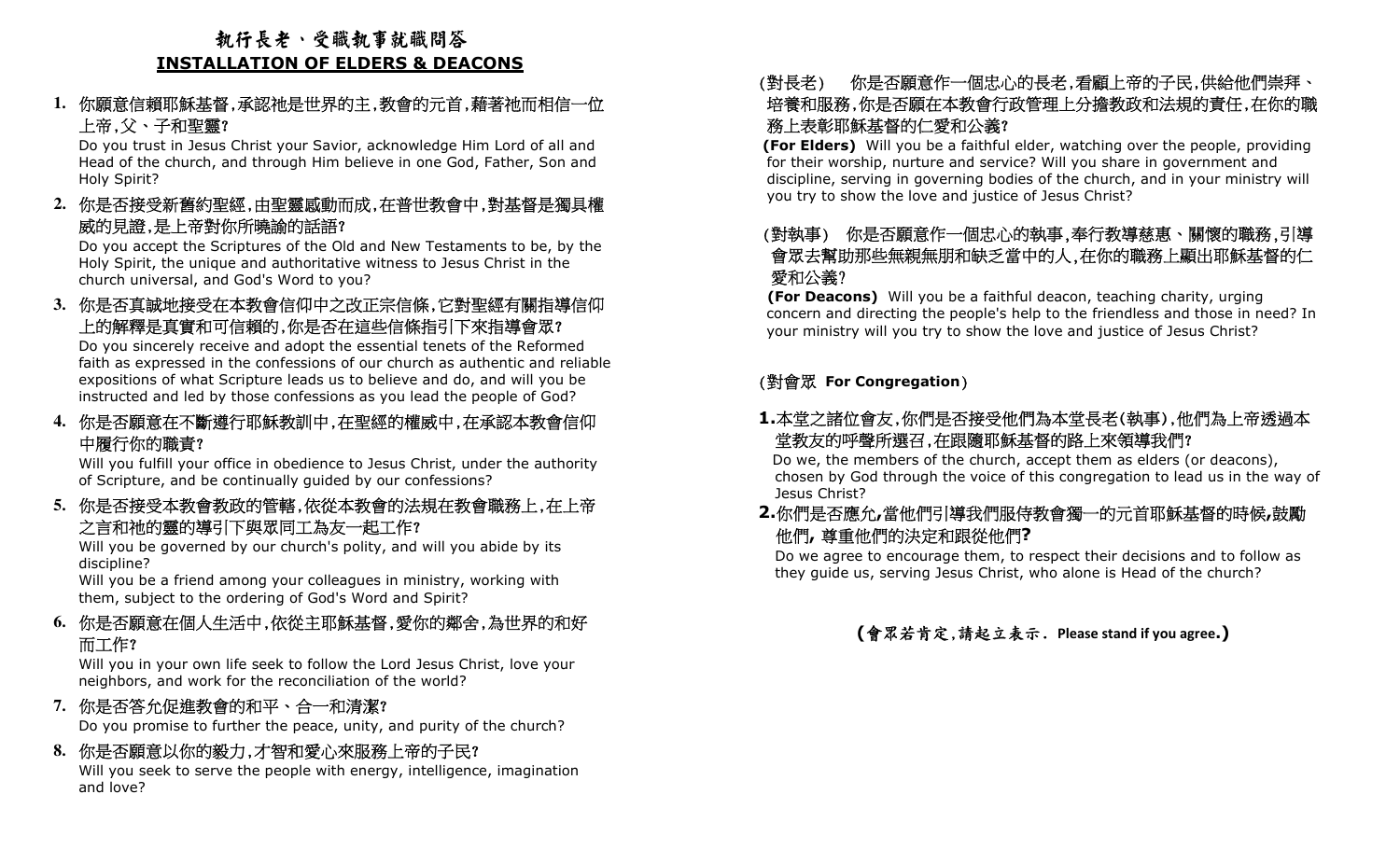# 執行長老、受職執事就職問答

## INSTALLATION OF ELDERS & DEACONS

**1.** 你願意信賴耶穌基督,承認祂是世界的主,教會的元首,藉著祂而相信一位上帝,父、子和聖靈?
Do you trust in Jesus Christ your Savior, acknowledge Him Lord of all and Head of the church, and through Him believe in one God, Father, Son and Holy Spirit?

**2.** 你是否接受新舊約聖經,由聖靈感動而成,在普世教會中,對基督是獨具權威的見證,是上帝對你所曉諭的話語?
Do you accept the Scriptures of the Old and New Testaments to be, by the Holy Spirit, the unique and authoritative witness to Jesus Christ in the church universal, and God's Word to you?

**3.** 你是否真誠地接受在本教會信仰中之改正宗信條,它對聖經有關指導信仰上的解釋是真實和可信賴的,你是否在這些信條指引下來指導會眾?
Do you sincerely receive and adopt the essential tenets of the Reformed faith as expressed in the confessions of our church as authentic and reliable expositions of what Scripture leads us to believe and do, and will you be instructed and led by those confessions as you lead the people of God?

**4.** 你是否願意在不斷遵行耶穌教訓中,在聖經的權威中,在承認本教會信仰中履行你的職責?
Will you fulfill your office in obedience to Jesus Christ, under the authority of Scripture, and be continually guided by our confessions?

**5.** 你是否接受本教會教政的管轄,依從本教會的法規在教會職務上,在上帝之言和祂的靈的導引下與眾同工為友一起工作?
Will you be governed by our church's polity, and will you abide by its discipline?
Will you be a friend among your colleagues in ministry, working with them, subject to the ordering of God's Word and Spirit?

**6.** 你是否願意在個人生活中,依從主耶穌基督,愛你的鄰舍,為世界的和好而工作?
Will you in your own life seek to follow the Lord Jesus Christ, love your neighbors, and work for the reconciliation of the world?

**7.** 你是否答允促進教會的和平、合一和清潔?
Do you promise to further the peace, unity, and purity of the church?

**8.** 你是否願意以你的毅力,才智和愛心來服務上帝的子民?
Will you seek to serve the people with energy, intelligence, imagination and love?

(對長老) 你是否願意作一個忠心的長老,看顧上帝的子民,供給他們崇拜、培養和服務,你是否願在本教會行政管理上分擔教政和法規的責任,在你的職務上表彰耶穌基督的仁愛和公義?
**(For Elders)** Will you be a faithful elder, watching over the people, providing for their worship, nurture and service? Will you share in government and discipline, serving in governing bodies of the church, and in your ministry will you try to show the love and justice of Jesus Christ?

(對執事) 你是否願意作一個忠心的執事,奉行教導慈惠、關懷的職務,引導會眾去幫助那些無親無朋和缺乏當中的人,在你的職務上顯出耶穌基督的仁愛和公義?
**(For Deacons)** Will you be a faithful deacon, teaching charity, urging concern and directing the people's help to the friendless and those in need? In your ministry will you try to show the love and justice of Jesus Christ?

(對會眾 **For Congregation**)

**1.** 本堂之諸位會友,你們是否接受他們為本堂長老(執事),他們為上帝透過本堂教友的呼聲所選召,在跟隨耶穌基督的路上來領導我們?
Do we, the members of the church, accept them as elders (or deacons), chosen by God through the voice of this congregation to lead us in the way of Jesus Christ?

**2.** 你們是否應允,當他們引導我們服侍教會獨一的元首耶穌基督的時候,鼓勵他們, 尊重他們的決定和跟從他們?
Do we agree to encourage them, to respect their decisions and to follow as they guide us, serving Jesus Christ, who alone is Head of the church?

**(會眾若肯定,請起立表示. Please stand if you agree.)**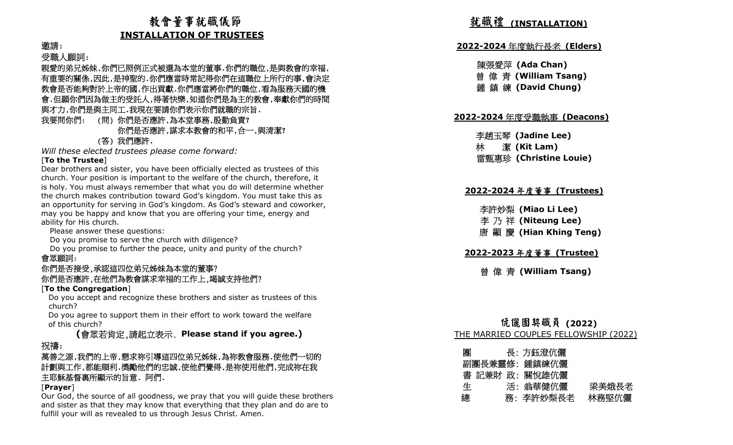# 教會董事就職儀節

## INSTALLATION OF TRUSTEES

邀請:

受職人願詞:

親愛的弟兄姊妹,你們已照例正式被選為本堂的董事.你們的職位,是與教會的幸福,有重要的關係,因此,是神聖的.你們應當時常記得你們在這職位上所行的事,會決定教會是否能夠對於上帝的國,作出貢獻.你們應當將你們的職位,看為服務天國的機會.但願你們因為做主的受託人,得著快樂,知道你們是為主的教會,奉獻你們的時間與才力,你們是與主同工.我現在要請你們表示你們就職的宗旨.

我要問你們: (問) 你們是否應許,為本堂事務,殷勤負責?

你們是否應許,謀求本教會的和平,合一,與清潔?

(答) 我們應許.

*Will these elected trustees please come forward:*

[**To the Trustee**]

Dear brothers and sister, you have been officially elected as trustees of this church. Your position is important to the welfare of the church, therefore, it is holy. You must always remember that what you do will determine whether the church makes contribution toward God's kingdom. You must take this as an opportunity for serving in God's kingdom. As God's steward and coworker, may you be happy and know that you are offering your time, energy and ability for His church.

Please answer these questions:

Do you promise to serve the church with diligence?

Do you promise to further the peace, unity and purity of the church?

會眾願詞:

你們是否接受,承認這四位弟兄姊妹為本堂的董事?

你們是否應許,在他們為教會謀求幸福的工作上,竭誠支持他們?

[**To the Congregation**]

Do you accept and recognize these brothers and sister as trustees of this church?

Do you agree to support them in their effort to work toward the welfare of this church?

**(**會眾若肯定,請起立表示. **Please stand if you agree.)**

祝禱:

萬善之源,我們的上帝,懇求祢引導這四位弟兄姊妹,為祢教會服務.使他們一切的計劃與工作,都能順利.獎勵他們的忠誠,使他們覺得,是祢使用他們,完成祢在我主耶穌基督裏所顯示的旨意. 阿們.

[**Prayer**]

Our God, the source of all goodness, we pray that you will guide these brothers and sister as that they may know that everything that they plan and do are to fulfill your will as revealed to us through Jesus Christ. Amen.

## 就職禮 (INSTALLATION)

### 2022-2024 年度執行長老 (Elders)

陳張愛萍 **(Ada Chan)**
曾 偉 青 **(William Tsang)**
鍾 鎮 練 **(David Chung)**

### 2022-2024 年度受職執事 (Deacons)

李趙玉琴 **(Jadine Lee)**
林　 潔 **(Kit Lam)**
雷甄惠珍 **(Christine Louie)**

### 2022-2024 年度董事 (Trustees)

李許妙梨 **(Miao Li Lee)**
李 乃 祥 **(Niteung Lee)**
唐 顯 慶 **(Hian Khing Teng)**

### 2022-2023 年度董事 (Trustee)

曾 偉 青 **(William Tsang)**

### 伉儷團契職員 (2022)

THE MARRIED COUPLES FELLOWSHIP (2022)

團　　長: 方鈺澄伉儷
副團長兼靈修: 鍾鎮練伉儷
書 記兼財 政: 關悅雄伉儷
生　　活: 翁華健伉儷　梁美娥長老
總　　務: 李許妙梨長老　林務堅伉儷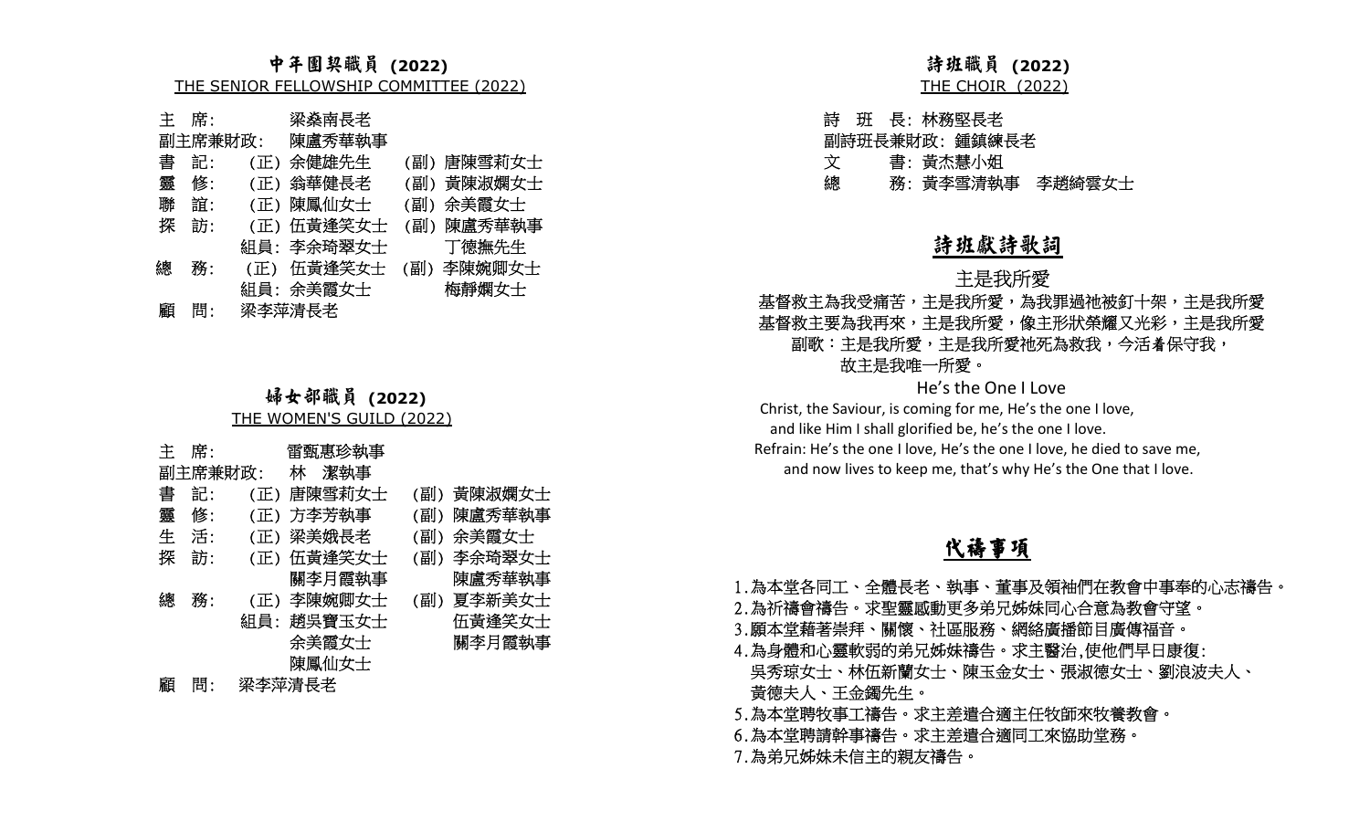## 中年團契職員 (2022)

THE SENIOR FELLOWSHIP COMMITTEE (2022)

| 職位 | | | | |
|---|---|---|---|---|
| 主　席: | | 梁燊南長老 | | |
| 副主席兼財政: | | 陳盧秀華執事 | | |
| 書　記: | (正) | 余健雄先生 | (副) | 唐陳雪莉女士 |
| 靈　修: | (正) | 翁華健長老 | (副) | 黃陳淑嫻女士 |
| 聯　誼: | (正) | 陳鳳仙女士 | (副) | 余美霞女士 |
| 探　訪: | (正) | 伍黃逢笑女士 | (副) | 陳盧秀華執事 |
| | 組員: | 李余琦翠女士 | | 丁德撫先生 |
| 總　務: | (正) | 伍黃逢笑女士 | (副) | 李陳婉卿女士 |
| | 組員: | 余美霞女士 | | 梅靜嫻女士 |
| 顧　問: | | 梁李萍清長老 | | |

## 婦女部職員 (2022)

THE WOMEN'S GUILD (2022)

| 職位 | | | | |
|---|---|---|---|---|
| 主　席: | | 雷甄惠珍執事 | | |
| 副主席兼財政: | | 林　潔執事 | | |
| 書　記: | (正) | 唐陳雪莉女士 | (副) | 黃陳淑嫻女士 |
| 靈　修: | (正) | 方李芳執事 | (副) | 陳盧秀華執事 |
| 生　活: | (正) | 梁美娥長老 | (副) | 余美霞女士 |
| 探　訪: | (正) | 伍黃逢笑女士 | (副) | 李余琦翠女士 |
| | | 關李月霞執事 | | 陳盧秀華執事 |
| 總　務: | (正) | 李陳婉卿女士 | (副) | 夏李新美女士 |
| | 組員: | 趙吳寶玉女士 | | 伍黃逢笑女士 |
| | | 余美霞女士 | | 關李月霞執事 |
| | | 陳鳳仙女士 | | |
| 顧　問: | | 梁李萍清長老 | | |

## 詩班職員 (2022)

THE CHOIR (2022)

詩　班　長: 林務堅長老
副詩班長兼財政: 鍾鎮練長老
文　　書: 黃杰慧小姐
總　　務: 黃李雪清執事　李趙綺雲女士

## 詩班獻詩歌詞

### 主是我所愛

基督救主為我受痛苦，主是我所愛，為我罪過祂被釘十架，主是我所愛
基督救主要為我再來，主是我所愛，像主形狀榮耀又光彩，主是我所愛
副歌：主是我所愛，主是我所愛祂死為救我，今活着保守我，
故主是我唯一所愛。

### He's the One I Love

Christ, the Saviour, is coming for me, He's the one I love,
and like Him I shall glorified be, he's the one I love.
Refrain: He's the one I love, He's the one I love, he died to save me,
and now lives to keep me, that's why He's the One that I love.

## 代禱事項

1. 為本堂各同工、全體長老、執事、董事及領袖們在教會中事奉的心志禱告。
2. 為祈禱會禱告。求聖靈感動更多弟兄姊妹同心合意為教會守望。
3. 願本堂藉著崇拜、關懷、社區服務、網絡廣播節目廣傳福音。
4. 為身體和心靈軟弱的弟兄姊妹禱告。求主醫治,使他們早日康復:
   吳秀琼女士、林伍新蘭女士、陳玉金女士、張淑德女士、劉浪波夫人、
   黃德夫人、王金鐲先生。
5. 為本堂聘牧事工禱告。求主差遣合適主任牧師來牧養教會。
6. 為本堂聘請幹事禱告。求主差遣合適同工來協助堂務。
7. 為弟兄姊妹未信主的親友禱告。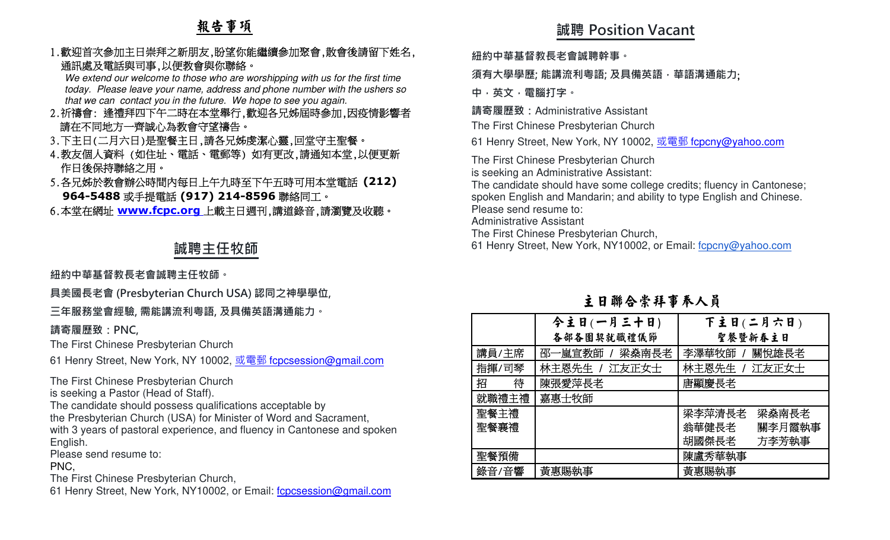## 報告事項

1. 歡迎首次參加主日崇拜之新朋友,盼望你能繼續參加聚會,散會後請留下姓名,通訊處及電話與司事,以便教會與你聯絡。
   *We extend our welcome to those who are worshipping with us for the first time today. Please leave your name, address and phone number with the ushers so that we can contact you in the future. We hope to see you again.*
2. 祈禱會: 逢禮拜四下午二時在本堂舉行,歡迎各兄姊屆時參加,因疫情影響者請在不同地方一齊誠心為教會守望禱告。
3. 下主日(二月六日)是聖餐主日,請各兄姊虔潔心靈,回堂守主聖餐。
4. 教友個人資料 (如住址、電話、電郵等) 如有更改,請通知本堂,以便更新作日後保持聯絡之用。
5. 各兄姊於教會辦公時間內每日上午九時至下午五時可用本堂電話 **(212) 964-5488** 或手提電話 **(917) 214-8596** 聯絡同工。
6. 本堂在網址 **www.fcpc.org** 上載主日週刊,講道錄音,請瀏覽及收聽。

## 誠聘主任牧師

紐約中華基督教長老會誠聘主任牧師。

具美國長老會 (Presbyterian Church USA) 認同之神學學位,

三年服務堂會經驗, 需能講流利粵語, 及具備英語溝通能力。

請寄履歷致:PNC,
The First Chinese Presbyterian Church
61 Henry Street, New York, NY 10002, 或電郵 fcpcsession@gmail.com

The First Chinese Presbyterian Church
is seeking a Pastor (Head of Staff).
The candidate should possess qualifications acceptable by
the Presbyterian Church (USA) for Minister of Word and Sacrament,
with 3 years of pastoral experience, and fluency in Cantonese and spoken English.
Please send resume to:
PNC,
The First Chinese Presbyterian Church,
61 Henry Street, New York, NY10002, or Email: fcpcsession@gmail.com

## 誠聘 Position Vacant

紐約中華基督教長老會誠聘幹事。

須有大學學歷; 能講流利粵語; 及具備英語,華語溝通能力;

中,英文,電腦打字。

請寄履歷致:Administrative Assistant
The First Chinese Presbyterian Church
61 Henry Street, New York, NY 10002, 或電郵 fcpcny@yahoo.com

The First Chinese Presbyterian Church
is seeking an Administrative Assistant:
The candidate should have some college credits; fluency in Cantonese; spoken English and Mandarin; and ability to type English and Chinese.
Please send resume to:
Administrative Assistant
The First Chinese Presbyterian Church,
61 Henry Street, New York, NY10002, or Email: fcpcny@yahoo.com

## 主日聯合崇拜事奉人員

| | 今主日(一月三十日) 各部各團契就職禮儀節 | 下主日(二月六日) 聖餐暨新春主日 |
|---|---|---|
| 講員/主席 | 邵一嵐宣教師 / 梁燊南長老 | 李澤華牧師 / 關悅雄長老 |
| 指揮/司琴 | 林主恩先生 / 江友正女士 | 林主恩先生 / 江友正女士 |
| 招　待 | 陳張愛萍長老 | 唐顯慶長老 |
| 就職禮主禮 | 嘉惠士牧師 | |
| 聖餐主禮 聖餐襄禮 | | 梁李萍清長老　梁燊南長老 翁華健長老　關李月霞執事 胡國傑長老　方李芳執事 |
| 聖餐預備 | | 陳盧秀華執事 |
| 錄音/音響 | 黃惠賜執事 | 黃惠賜執事 |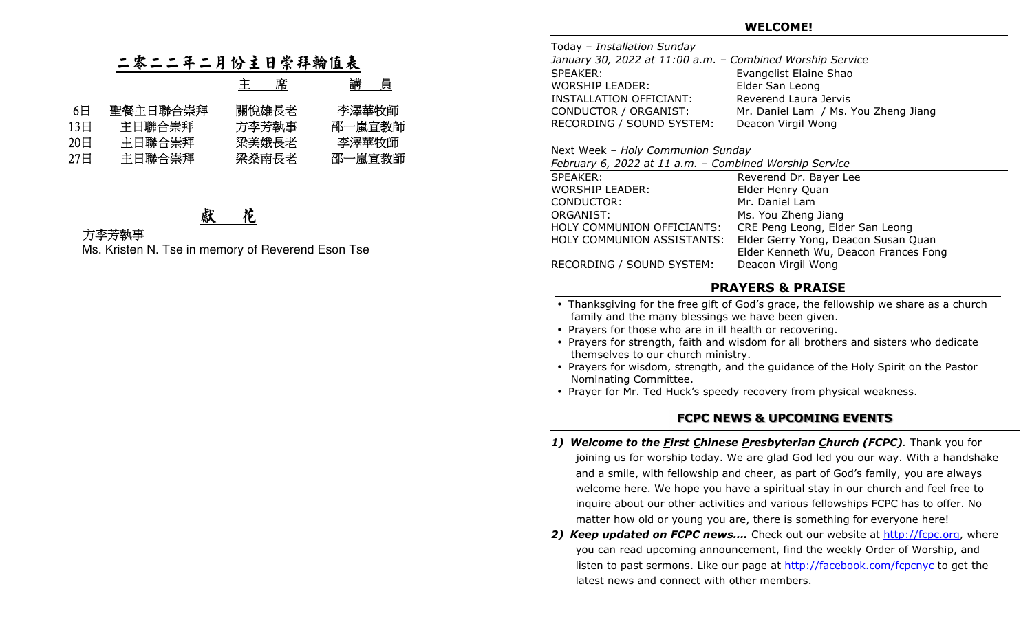## 二零二二年二月份主日崇拜輪值表

| | | 主　席 | 講　員 |
|---|---|---|---|
| 6日 | 聖餐主日聯合崇拜 | 關悅雄長老 | 李澤華牧師 |
| 13日 | 主日聯合崇拜 | 方李芳執事 | 邵一嵐宣教師 |
| 20日 | 主日聯合崇拜 | 梁美娥長老 | 李澤華牧師 |
| 27日 | 主日聯合崇拜 | 梁燊南長老 | 邵一嵐宣教師 |

## 獻　花

方李芳執事

Ms. Kristen N. Tse in memory of Reverend Eson Tse

## WELCOME!

Today – *Installation Sunday*

*January 30, 2022 at 11:00 a.m. – Combined Worship Service*

| | |
|---|---|
| SPEAKER: | Evangelist Elaine Shao |
| WORSHIP LEADER: | Elder San Leong |
| INSTALLATION OFFICIANT: | Reverend Laura Jervis |
| CONDUCTOR / ORGANIST: | Mr. Daniel Lam / Ms. You Zheng Jiang |
| RECORDING / SOUND SYSTEM: | Deacon Virgil Wong |

Next Week – *Holy Communion Sunday*

*February 6, 2022 at 11 a.m. – Combined Worship Service*

| | |
|---|---|
| SPEAKER: | Reverend Dr. Bayer Lee |
| WORSHIP LEADER: | Elder Henry Quan |
| CONDUCTOR: | Mr. Daniel Lam |
| ORGANIST: | Ms. You Zheng Jiang |
| HOLY COMMUNION OFFICIANTS: | CRE Peng Leong, Elder San Leong |
| HOLY COMMUNION ASSISTANTS: | Elder Gerry Yong, Deacon Susan Quan<br>Elder Kenneth Wu, Deacon Frances Fong |
| RECORDING / SOUND SYSTEM: | Deacon Virgil Wong |

## PRAYERS & PRAISE

- Thanksgiving for the free gift of God's grace, the fellowship we share as a church family and the many blessings we have been given.
- Prayers for those who are in ill health or recovering.
- Prayers for strength, faith and wisdom for all brothers and sisters who dedicate themselves to our church ministry.
- Prayers for wisdom, strength, and the guidance of the Holy Spirit on the Pastor Nominating Committee.
- Prayer for Mr. Ted Huck's speedy recovery from physical weakness.

## FCPC NEWS & UPCOMING EVENTS

1) ***Welcome to the First Chinese Presbyterian Church (FCPC)***. Thank you for joining us for worship today. We are glad God led you our way. With a handshake and a smile, with fellowship and cheer, as part of God's family, you are always welcome here. We hope you have a spiritual stay in our church and feel free to inquire about our other activities and various fellowships FCPC has to offer. No matter how old or young you are, there is something for everyone here!
2) ***Keep updated on FCPC news….*** Check out our website at http://fcpc.org, where you can read upcoming announcement, find the weekly Order of Worship, and listen to past sermons. Like our page at http://facebook.com/fcpcnyc to get the latest news and connect with other members.